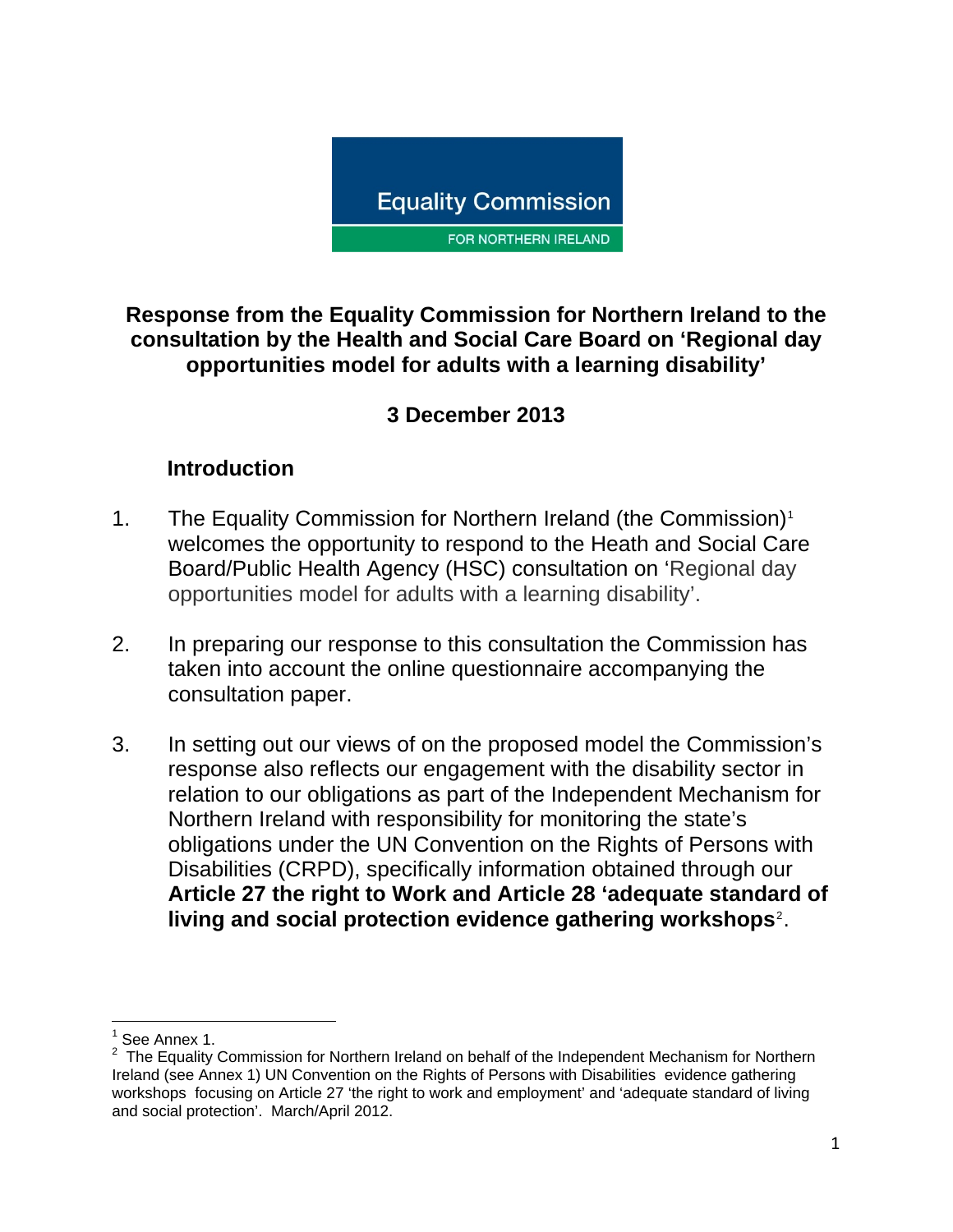Equality Commission

FOR NORTHERN IRELAND

**Response from the Equality Commission for Northern Ireland to the consultation by the Health and Social Care Board on 'Regional day opportunities model for adults with a learning disability'**

**3 December 2013**

## Introduction

1. The Equality Commission for Northern Ireland (the Commission)[1] welcomes the opportunity to respond to the Heath and Social Care Board/Public Health Agency (HSC) consultation on 'Regional day opportunities model for adults with a learning disability'.

2. In preparing our response to this consultation the Commission has taken into account the online questionnaire accompanying the consultation paper.

3. In setting out our views of on the proposed model the Commission's response also reflects our engagement with the disability sector in relation to our obligations as part of the Independent Mechanism for Northern Ireland with responsibility for monitoring the state's obligations under the UN Convention on the Rights of Persons with Disabilities (CRPD), specifically information obtained through our **Article 27 the right to Work and Article 28 'adequate standard of living and social protection evidence gathering workshops**[2].

---

[1] See Annex 1.

[2] The Equality Commission for Northern Ireland on behalf of the Independent Mechanism for Northern Ireland (see Annex 1) UN Convention on the Rights of Persons with Disabilities evidence gathering workshops focusing on Article 27 'the right to work and employment' and 'adequate standard of living and social protection'. March/April 2012.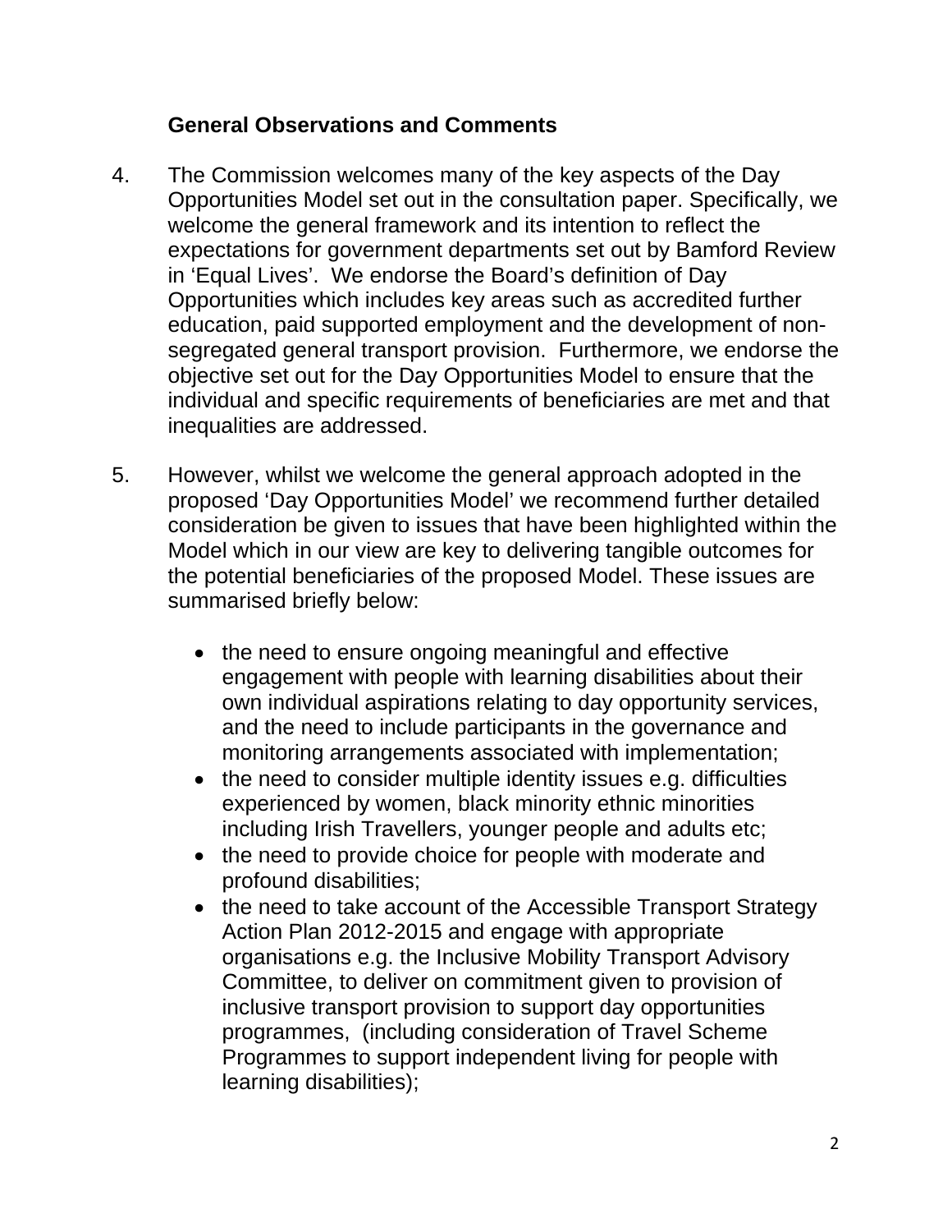### General Observations and Comments

4. The Commission welcomes many of the key aspects of the Day Opportunities Model set out in the consultation paper. Specifically, we welcome the general framework and its intention to reflect the expectations for government departments set out by Bamford Review in 'Equal Lives'. We endorse the Board's definition of Day Opportunities which includes key areas such as accredited further education, paid supported employment and the development of non-segregated general transport provision. Furthermore, we endorse the objective set out for the Day Opportunities Model to ensure that the individual and specific requirements of beneficiaries are met and that inequalities are addressed.

5. However, whilst we welcome the general approach adopted in the proposed 'Day Opportunities Model' we recommend further detailed consideration be given to issues that have been highlighted within the Model which in our view are key to delivering tangible outcomes for the potential beneficiaries of the proposed Model. These issues are summarised briefly below:

   - the need to ensure ongoing meaningful and effective engagement with people with learning disabilities about their own individual aspirations relating to day opportunity services, and the need to include participants in the governance and monitoring arrangements associated with implementation;
   - the need to consider multiple identity issues e.g. difficulties experienced by women, black minority ethnic minorities including Irish Travellers, younger people and adults etc;
   - the need to provide choice for people with moderate and profound disabilities;
   - the need to take account of the Accessible Transport Strategy Action Plan 2012-2015 and engage with appropriate organisations e.g. the Inclusive Mobility Transport Advisory Committee, to deliver on commitment given to provision of inclusive transport provision to support day opportunities programmes, (including consideration of Travel Scheme Programmes to support independent living for people with learning disabilities);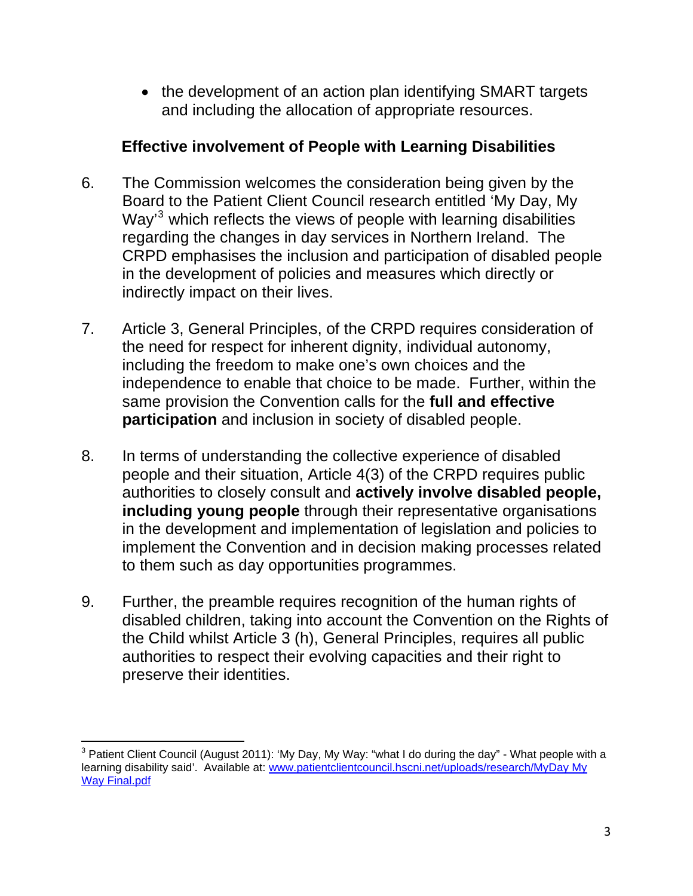- the development of an action plan identifying SMART targets and including the allocation of appropriate resources.

## Effective involvement of People with Learning Disabilities

6. The Commission welcomes the consideration being given by the Board to the Patient Client Council research entitled 'My Day, My Way'[3] which reflects the views of people with learning disabilities regarding the changes in day services in Northern Ireland. The CRPD emphasises the inclusion and participation of disabled people in the development of policies and measures which directly or indirectly impact on their lives.

7. Article 3, General Principles, of the CRPD requires consideration of the need for respect for inherent dignity, individual autonomy, including the freedom to make one's own choices and the independence to enable that choice to be made. Further, within the same provision the Convention calls for the **full and effective participation** and inclusion in society of disabled people.

8. In terms of understanding the collective experience of disabled people and their situation, Article 4(3) of the CRPD requires public authorities to closely consult and **actively involve disabled people, including young people** through their representative organisations in the development and implementation of legislation and policies to implement the Convention and in decision making processes related to them such as day opportunities programmes.

9. Further, the preamble requires recognition of the human rights of disabled children, taking into account the Convention on the Rights of the Child whilst Article 3 (h), General Principles, requires all public authorities to respect their evolving capacities and their right to preserve their identities.

---

[3] Patient Client Council (August 2011): 'My Day, My Way: "what I do during the day" - What people with a learning disability said'. Available at: [www.patientclientcouncil.hscni.net/uploads/research/MyDay My Way Final.pdf](www.patientclientcouncil.hscni.net/uploads/research/MyDay My Way Final.pdf)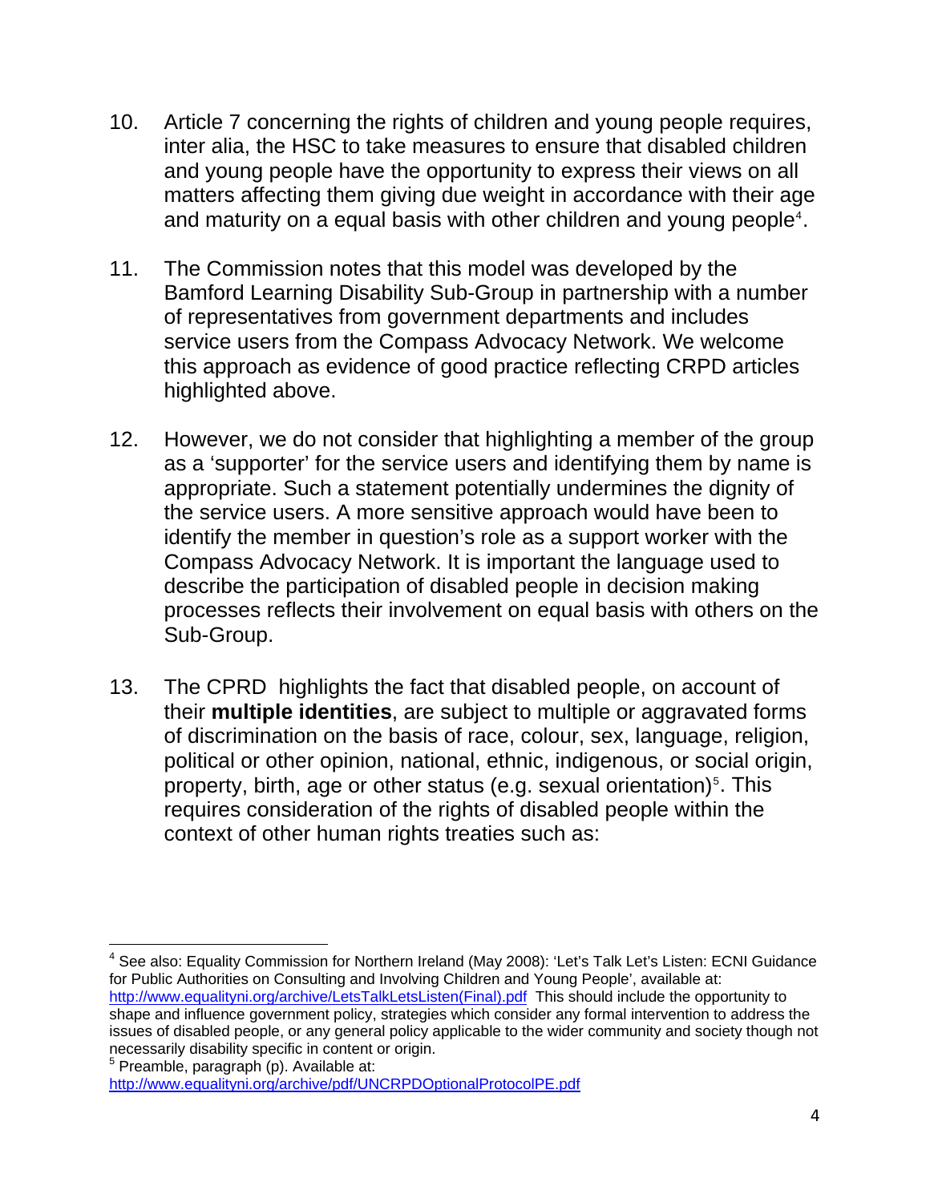10. Article 7 concerning the rights of children and young people requires, inter alia, the HSC to take measures to ensure that disabled children and young people have the opportunity to express their views on all matters affecting them giving due weight in accordance with their age and maturity on a equal basis with other children and young people[4].

11. The Commission notes that this model was developed by the Bamford Learning Disability Sub-Group in partnership with a number of representatives from government departments and includes service users from the Compass Advocacy Network. We welcome this approach as evidence of good practice reflecting CRPD articles highlighted above.

12. However, we do not consider that highlighting a member of the group as a 'supporter' for the service users and identifying them by name is appropriate. Such a statement potentially undermines the dignity of the service users. A more sensitive approach would have been to identify the member in question's role as a support worker with the Compass Advocacy Network. It is important the language used to describe the participation of disabled people in decision making processes reflects their involvement on equal basis with others on the Sub-Group.

13. The CPRD highlights the fact that disabled people, on account of their **multiple identities**, are subject to multiple or aggravated forms of discrimination on the basis of race, colour, sex, language, religion, political or other opinion, national, ethnic, indigenous, or social origin, property, birth, age or other status (e.g. sexual orientation)[5]. This requires consideration of the rights of disabled people within the context of other human rights treaties such as:

---

[4] See also: Equality Commission for Northern Ireland (May 2008): 'Let's Talk Let's Listen: ECNI Guidance for Public Authorities on Consulting and Involving Children and Young People', available at: http://www.equalityni.org/archive/LetsTalkLetsListen(Final).pdf This should include the opportunity to shape and influence government policy, strategies which consider any formal intervention to address the issues of disabled people, or any general policy applicable to the wider community and society though not necessarily disability specific in content or origin.

[5] Preamble, paragraph (p). Available at: http://www.equalityni.org/archive/pdf/UNCRPDOptionalProtocolPE.pdf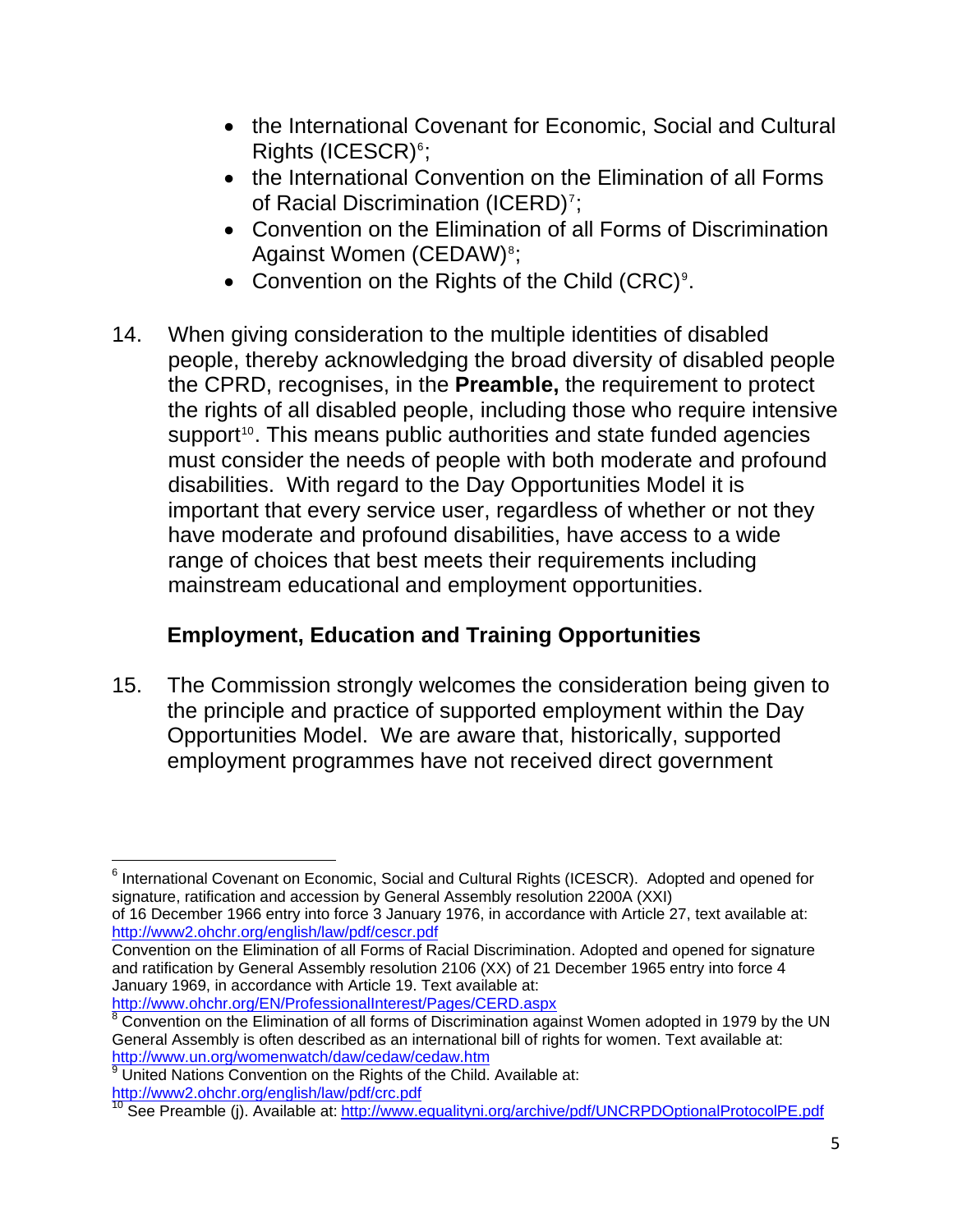- the International Covenant for Economic, Social and Cultural Rights (ICESCR)[6];
- the International Convention on the Elimination of all Forms of Racial Discrimination (ICERD)[7];
- Convention on the Elimination of all Forms of Discrimination Against Women (CEDAW)[8];
- Convention on the Rights of the Child (CRC)[9].

14. When giving consideration to the multiple identities of disabled people, thereby acknowledging the broad diversity of disabled people the CPRD, recognises, in the **Preamble,** the requirement to protect the rights of all disabled people, including those who require intensive support[10]. This means public authorities and state funded agencies must consider the needs of people with both moderate and profound disabilities. With regard to the Day Opportunities Model it is important that every service user, regardless of whether or not they have moderate and profound disabilities, have access to a wide range of choices that best meets their requirements including mainstream educational and employment opportunities.

### Employment, Education and Training Opportunities

15. The Commission strongly welcomes the consideration being given to the principle and practice of supported employment within the Day Opportunities Model. We are aware that, historically, supported employment programmes have not received direct government

---

[6] International Covenant on Economic, Social and Cultural Rights (ICESCR). Adopted and opened for signature, ratification and accession by General Assembly resolution 2200A (XXI) of 16 December 1966 entry into force 3 January 1976, in accordance with Article 27, text available at: http://www2.ohchr.org/english/law/pdf/cescr.pdf

Convention on the Elimination of all Forms of Racial Discrimination. Adopted and opened for signature and ratification by General Assembly resolution 2106 (XX) of 21 December 1965 entry into force 4 January 1969, in accordance with Article 19. Text available at: http://www.ohchr.org/EN/ProfessionalInterest/Pages/CERD.aspx

[8] Convention on the Elimination of all forms of Discrimination against Women adopted in 1979 by the UN General Assembly is often described as an international bill of rights for women. Text available at: http://www.un.org/womenwatch/daw/cedaw/cedaw.htm

[9] United Nations Convention on the Rights of the Child. Available at: http://www2.ohchr.org/english/law/pdf/crc.pdf

[10] See Preamble (j). Available at: http://www.equalityni.org/archive/pdf/UNCRPDOptionalProtocolPE.pdf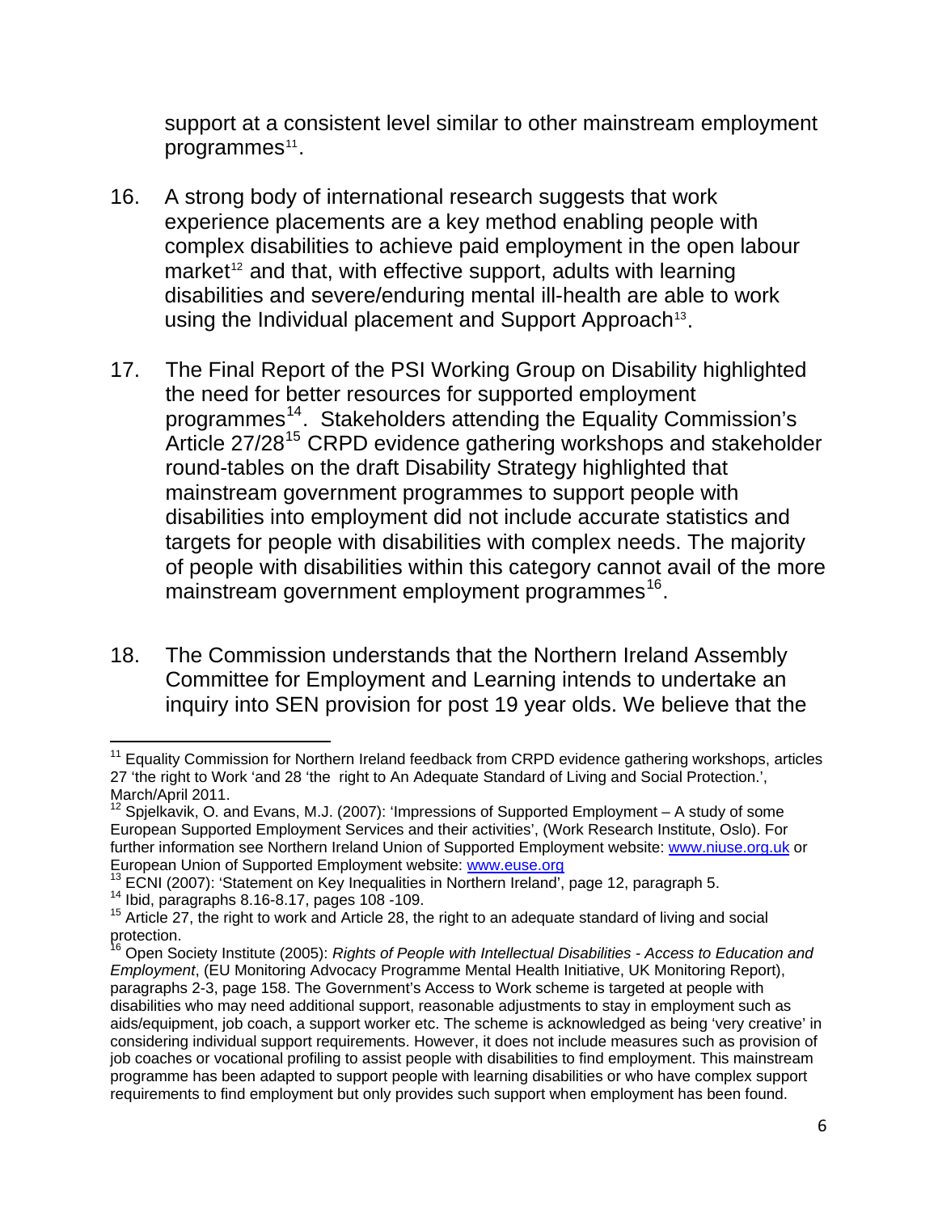support at a consistent level similar to other mainstream employment programmes[11].

16. A strong body of international research suggests that work experience placements are a key method enabling people with complex disabilities to achieve paid employment in the open labour market[12] and that, with effective support, adults with learning disabilities and severe/enduring mental ill-health are able to work using the Individual placement and Support Approach[13].

17. The Final Report of the PSI Working Group on Disability highlighted the need for better resources for supported employment programmes[14]. Stakeholders attending the Equality Commission's Article 27/28[15] CRPD evidence gathering workshops and stakeholder round-tables on the draft Disability Strategy highlighted that mainstream government programmes to support people with disabilities into employment did not include accurate statistics and targets for people with disabilities with complex needs. The majority of people with disabilities within this category cannot avail of the more mainstream government employment programmes[16].

18. The Commission understands that the Northern Ireland Assembly Committee for Employment and Learning intends to undertake an inquiry into SEN provision for post 19 year olds. We believe that the

---

[11] Equality Commission for Northern Ireland feedback from CRPD evidence gathering workshops, articles 27 'the right to Work 'and 28 'the right to An Adequate Standard of Living and Social Protection.', March/April 2011.

[12] Spjelkavik, O. and Evans, M.J. (2007): 'Impressions of Supported Employment – A study of some European Supported Employment Services and their activities', (Work Research Institute, Oslo). For further information see Northern Ireland Union of Supported Employment website: www.niuse.org.uk or European Union of Supported Employment website: www.euse.org

[13] ECNI (2007): 'Statement on Key Inequalities in Northern Ireland', page 12, paragraph 5.

[14] Ibid, paragraphs 8.16-8.17, pages 108 -109.

[15] Article 27, the right to work and Article 28, the right to an adequate standard of living and social protection.

[16] Open Society Institute (2005): *Rights of People with Intellectual Disabilities - Access to Education and Employment*, (EU Monitoring Advocacy Programme Mental Health Initiative, UK Monitoring Report), paragraphs 2-3, page 158. The Government's Access to Work scheme is targeted at people with disabilities who may need additional support, reasonable adjustments to stay in employment such as aids/equipment, job coach, a support worker etc. The scheme is acknowledged as being 'very creative' in considering individual support requirements. However, it does not include measures such as provision of job coaches or vocational profiling to assist people with disabilities to find employment. This mainstream programme has been adapted to support people with learning disabilities or who have complex support requirements to find employment but only provides such support when employment has been found.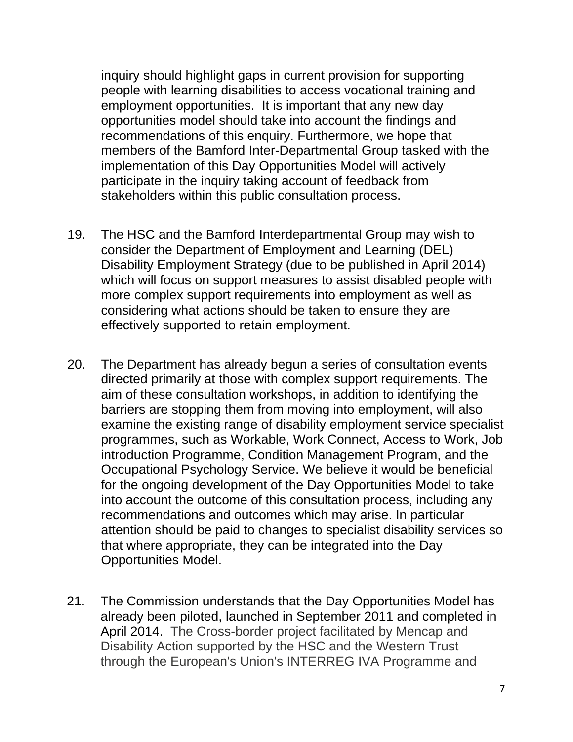inquiry should highlight gaps in current provision for supporting people with learning disabilities to access vocational training and employment opportunities. It is important that any new day opportunities model should take into account the findings and recommendations of this enquiry. Furthermore, we hope that members of the Bamford Inter-Departmental Group tasked with the implementation of this Day Opportunities Model will actively participate in the inquiry taking account of feedback from stakeholders within this public consultation process.

19. The HSC and the Bamford Interdepartmental Group may wish to consider the Department of Employment and Learning (DEL) Disability Employment Strategy (due to be published in April 2014) which will focus on support measures to assist disabled people with more complex support requirements into employment as well as considering what actions should be taken to ensure they are effectively supported to retain employment.

20. The Department has already begun a series of consultation events directed primarily at those with complex support requirements. The aim of these consultation workshops, in addition to identifying the barriers are stopping them from moving into employment, will also examine the existing range of disability employment service specialist programmes, such as Workable, Work Connect, Access to Work, Job introduction Programme, Condition Management Program, and the Occupational Psychology Service. We believe it would be beneficial for the ongoing development of the Day Opportunities Model to take into account the outcome of this consultation process, including any recommendations and outcomes which may arise. In particular attention should be paid to changes to specialist disability services so that where appropriate, they can be integrated into the Day Opportunities Model.

21. The Commission understands that the Day Opportunities Model has already been piloted, launched in September 2011 and completed in April 2014. The Cross-border project facilitated by Mencap and Disability Action supported by the HSC and the Western Trust through the European's Union's INTERREG IVA Programme and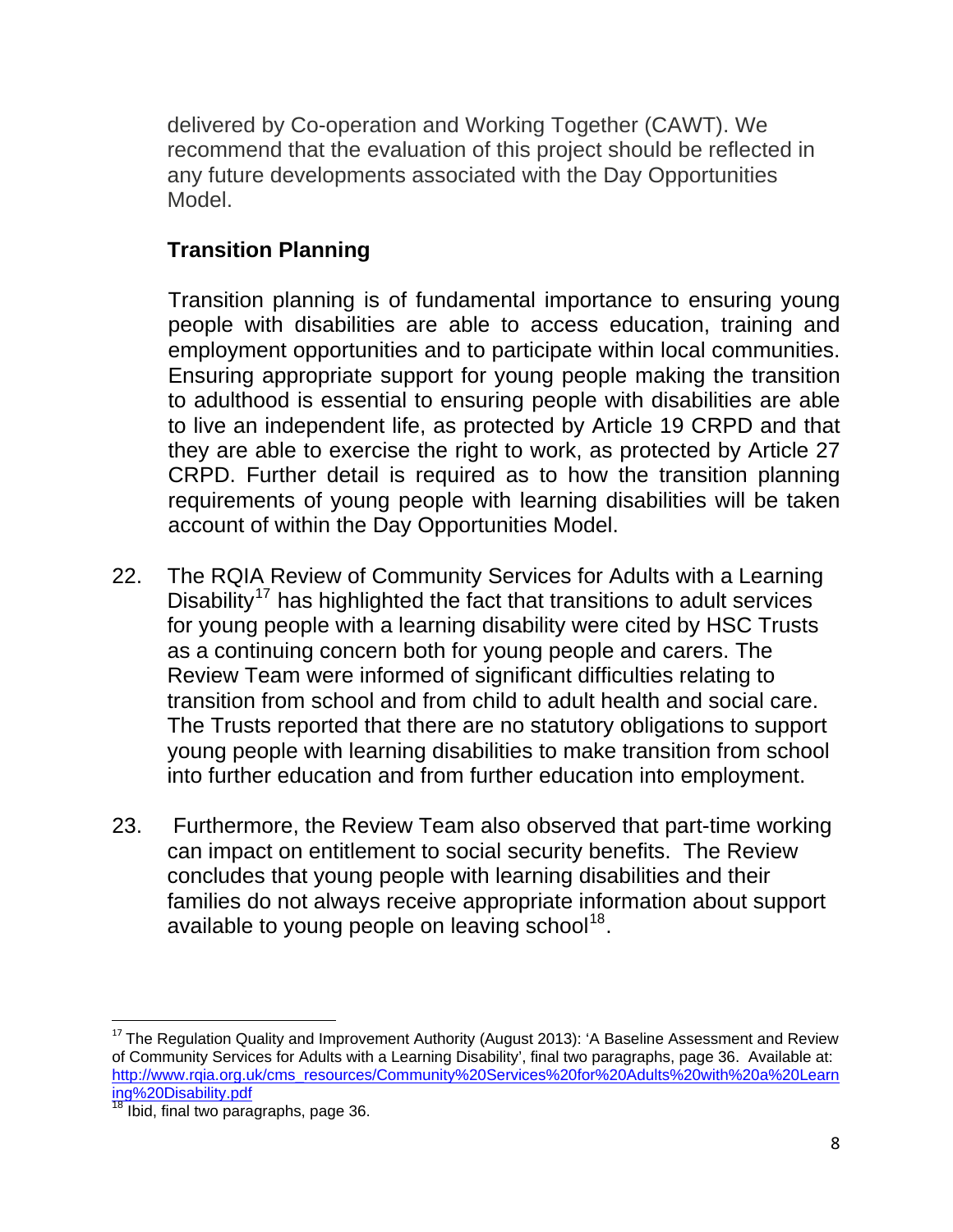delivered by Co-operation and Working Together (CAWT). We recommend that the evaluation of this project should be reflected in any future developments associated with the Day Opportunities Model.

**Transition Planning**

Transition planning is of fundamental importance to ensuring young people with disabilities are able to access education, training and employment opportunities and to participate within local communities. Ensuring appropriate support for young people making the transition to adulthood is essential to ensuring people with disabilities are able to live an independent life, as protected by Article 19 CRPD and that they are able to exercise the right to work, as protected by Article 27 CRPD. Further detail is required as to how the transition planning requirements of young people with learning disabilities will be taken account of within the Day Opportunities Model.

22. The RQIA Review of Community Services for Adults with a Learning Disability[17] has highlighted the fact that transitions to adult services for young people with a learning disability were cited by HSC Trusts as a continuing concern both for young people and carers. The Review Team were informed of significant difficulties relating to transition from school and from child to adult health and social care. The Trusts reported that there are no statutory obligations to support young people with learning disabilities to make transition from school into further education and from further education into employment.

23. Furthermore, the Review Team also observed that part-time working can impact on entitlement to social security benefits. The Review concludes that young people with learning disabilities and their families do not always receive appropriate information about support available to young people on leaving school[18].

---

[17] The Regulation Quality and Improvement Authority (August 2013): 'A Baseline Assessment and Review of Community Services for Adults with a Learning Disability', final two paragraphs, page 36. Available at: http://www.rqia.org.uk/cms_resources/Community%20Services%20for%20Adults%20with%20a%20Learning%20Disability.pdf

[18] Ibid, final two paragraphs, page 36.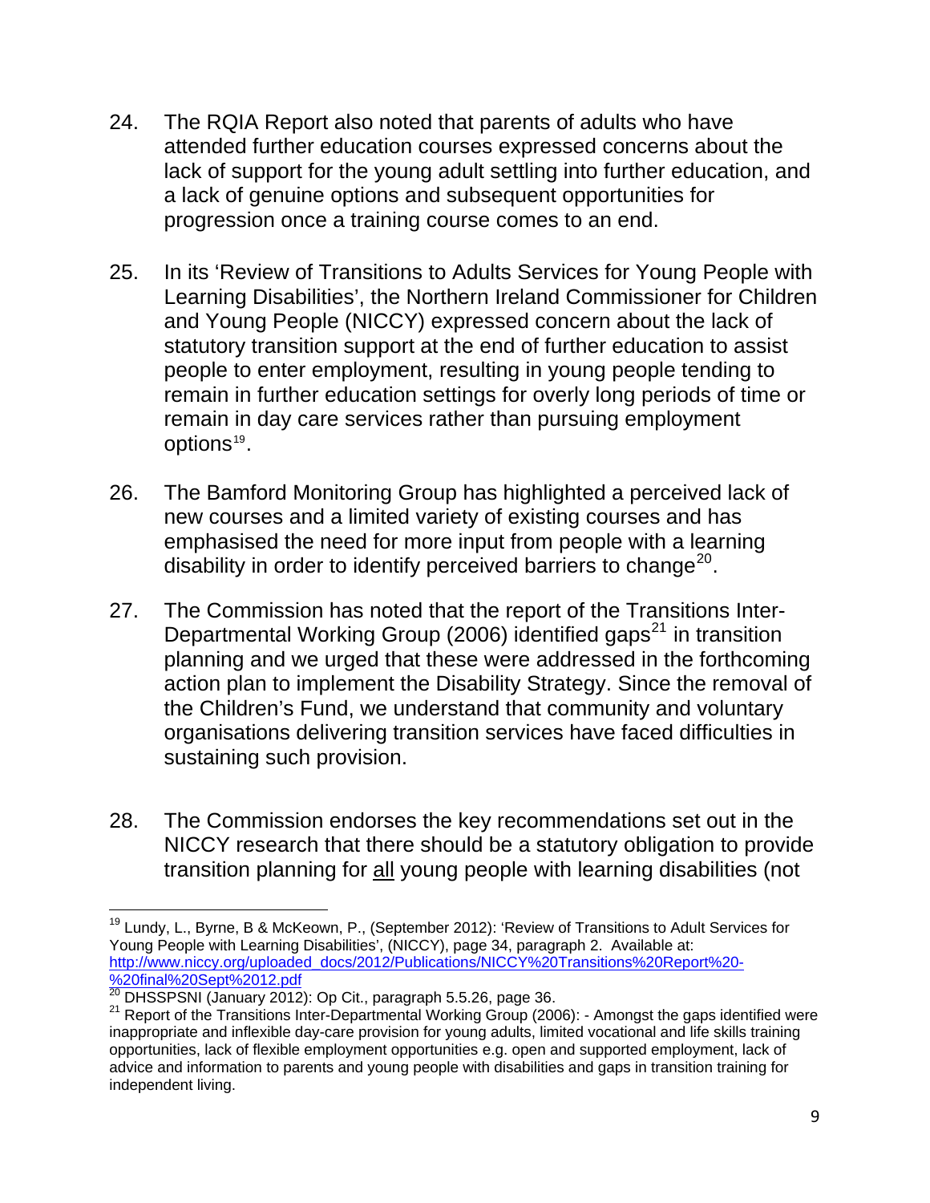24. The RQIA Report also noted that parents of adults who have attended further education courses expressed concerns about the lack of support for the young adult settling into further education, and a lack of genuine options and subsequent opportunities for progression once a training course comes to an end.

25. In its 'Review of Transitions to Adults Services for Young People with Learning Disabilities', the Northern Ireland Commissioner for Children and Young People (NICCY) expressed concern about the lack of statutory transition support at the end of further education to assist people to enter employment, resulting in young people tending to remain in further education settings for overly long periods of time or remain in day care services rather than pursuing employment options[19].

26. The Bamford Monitoring Group has highlighted a perceived lack of new courses and a limited variety of existing courses and has emphasised the need for more input from people with a learning disability in order to identify perceived barriers to change[20].

27. The Commission has noted that the report of the Transitions Inter-Departmental Working Group (2006) identified gaps[21] in transition planning and we urged that these were addressed in the forthcoming action plan to implement the Disability Strategy. Since the removal of the Children's Fund, we understand that community and voluntary organisations delivering transition services have faced difficulties in sustaining such provision.

28. The Commission endorses the key recommendations set out in the NICCY research that there should be a statutory obligation to provide transition planning for <u>all</u> young people with learning disabilities (not

---

[19] Lundy, L., Byrne, B & McKeown, P., (September 2012): 'Review of Transitions to Adult Services for Young People with Learning Disabilities', (NICCY), page 34, paragraph 2. Available at: http://www.niccy.org/uploaded_docs/2012/Publications/NICCY%20Transitions%20Report%20-%20final%20Sept%2012.pdf

[20] DHSSPSNI (January 2012): Op Cit., paragraph 5.5.26, page 36.

[21] Report of the Transitions Inter-Departmental Working Group (2006): - Amongst the gaps identified were inappropriate and inflexible day-care provision for young adults, limited vocational and life skills training opportunities, lack of flexible employment opportunities e.g. open and supported employment, lack of advice and information to parents and young people with disabilities and gaps in transition training for independent living.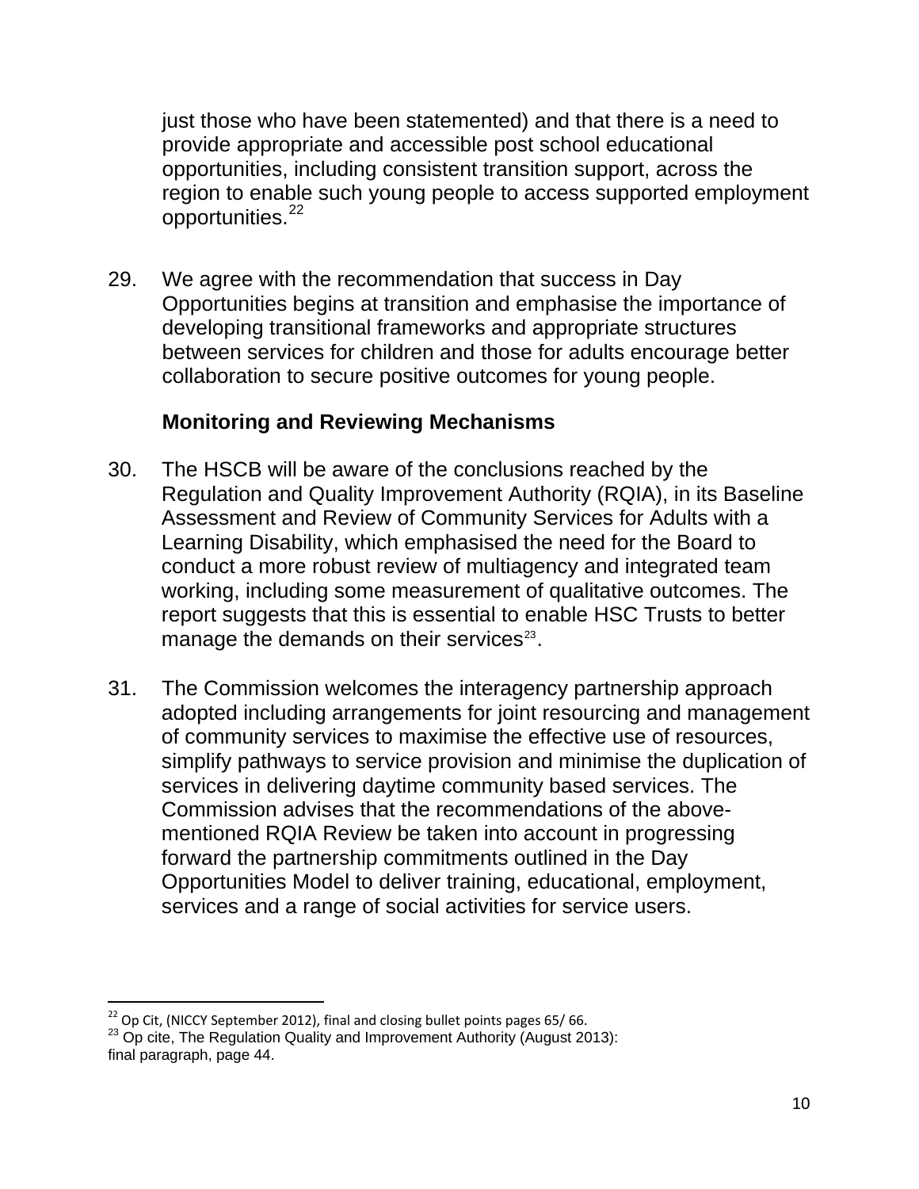just those who have been statemented) and that there is a need to provide appropriate and accessible post school educational opportunities, including consistent transition support, across the region to enable such young people to access supported employment opportunities.[22]

29. We agree with the recommendation that success in Day Opportunities begins at transition and emphasise the importance of developing transitional frameworks and appropriate structures between services for children and those for adults encourage better collaboration to secure positive outcomes for young people.

**Monitoring and Reviewing Mechanisms**

30. The HSCB will be aware of the conclusions reached by the Regulation and Quality Improvement Authority (RQIA), in its Baseline Assessment and Review of Community Services for Adults with a Learning Disability, which emphasised the need for the Board to conduct a more robust review of multiagency and integrated team working, including some measurement of qualitative outcomes. The report suggests that this is essential to enable HSC Trusts to better manage the demands on their services[23].

31. The Commission welcomes the interagency partnership approach adopted including arrangements for joint resourcing and management of community services to maximise the effective use of resources, simplify pathways to service provision and minimise the duplication of services in delivering daytime community based services. The Commission advises that the recommendations of the above-mentioned RQIA Review be taken into account in progressing forward the partnership commitments outlined in the Day Opportunities Model to deliver training, educational, employment, services and a range of social activities for service users.

---

[22] Op Cit, (NICCY September 2012), final and closing bullet points pages 65/ 66.

[23] Op cite, The Regulation Quality and Improvement Authority (August 2013): final paragraph, page 44.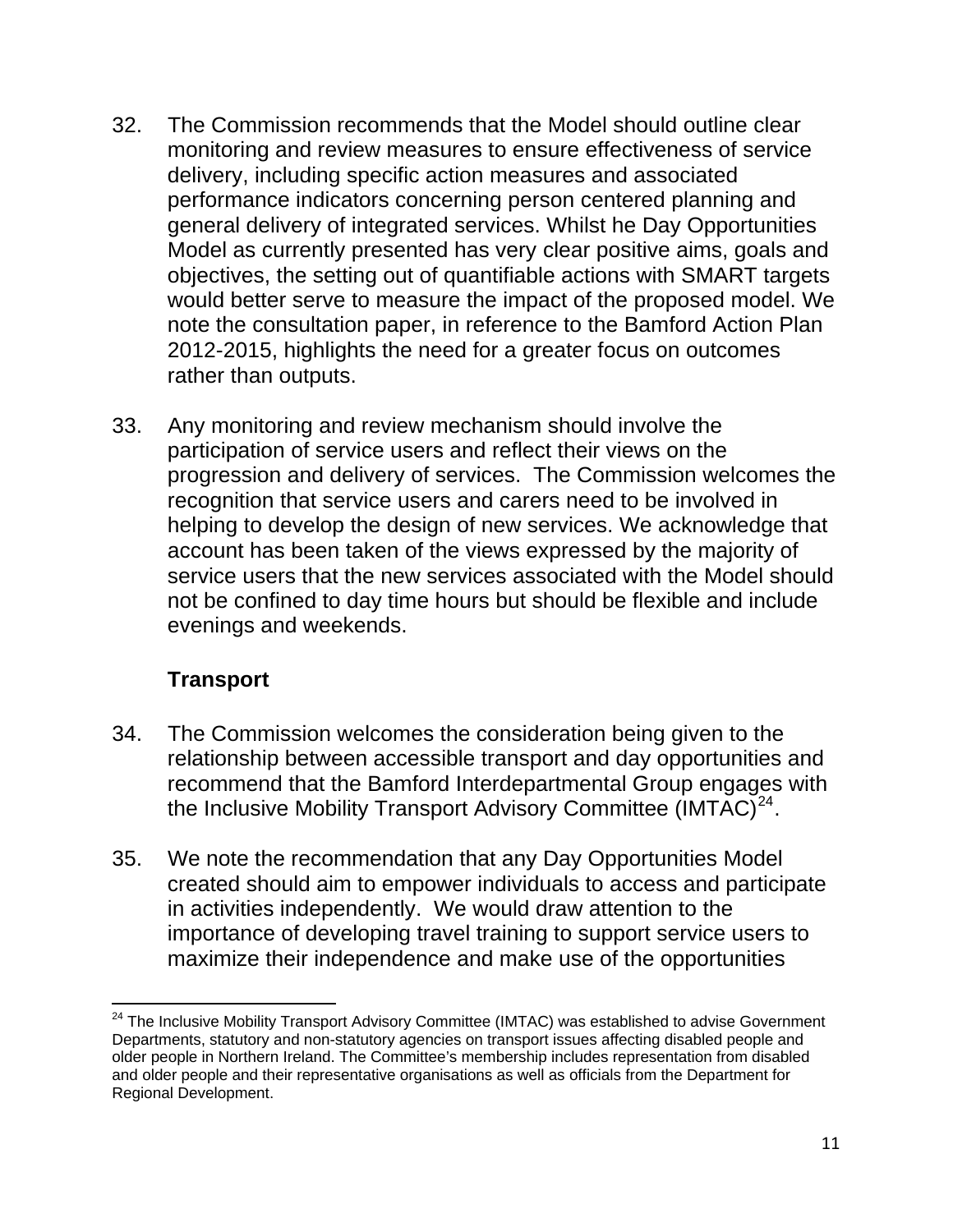32. The Commission recommends that the Model should outline clear monitoring and review measures to ensure effectiveness of service delivery, including specific action measures and associated performance indicators concerning person centered planning and general delivery of integrated services. Whilst he Day Opportunities Model as currently presented has very clear positive aims, goals and objectives, the setting out of quantifiable actions with SMART targets would better serve to measure the impact of the proposed model. We note the consultation paper, in reference to the Bamford Action Plan 2012-2015, highlights the need for a greater focus on outcomes rather than outputs.

33. Any monitoring and review mechanism should involve the participation of service users and reflect their views on the progression and delivery of services. The Commission welcomes the recognition that service users and carers need to be involved in helping to develop the design of new services. We acknowledge that account has been taken of the views expressed by the majority of service users that the new services associated with the Model should not be confined to day time hours but should be flexible and include evenings and weekends.

**Transport**

34. The Commission welcomes the consideration being given to the relationship between accessible transport and day opportunities and recommend that the Bamford Interdepartmental Group engages with the Inclusive Mobility Transport Advisory Committee (IMTAC)[24].

35. We note the recommendation that any Day Opportunities Model created should aim to empower individuals to access and participate in activities independently. We would draw attention to the importance of developing travel training to support service users to maximize their independence and make use of the opportunities

---

[24] The Inclusive Mobility Transport Advisory Committee (IMTAC) was established to advise Government Departments, statutory and non-statutory agencies on transport issues affecting disabled people and older people in Northern Ireland. The Committee's membership includes representation from disabled and older people and their representative organisations as well as officials from the Department for Regional Development.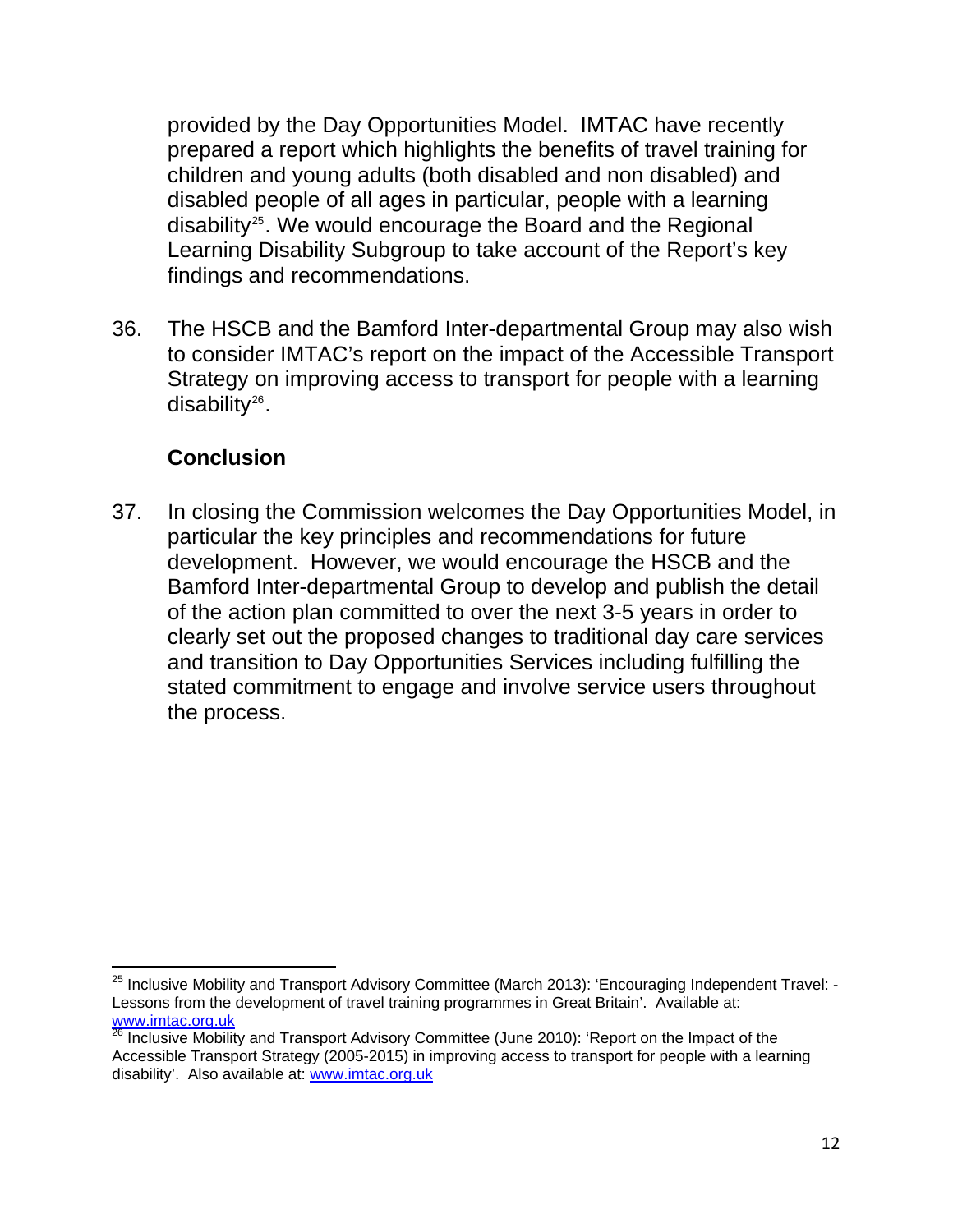provided by the Day Opportunities Model. IMTAC have recently prepared a report which highlights the benefits of travel training for children and young adults (both disabled and non disabled) and disabled people of all ages in particular, people with a learning disability[25]. We would encourage the Board and the Regional Learning Disability Subgroup to take account of the Report's key findings and recommendations.

36. The HSCB and the Bamford Inter-departmental Group may also wish to consider IMTAC's report on the impact of the Accessible Transport Strategy on improving access to transport for people with a learning disability[26].

### Conclusion

37. In closing the Commission welcomes the Day Opportunities Model, in particular the key principles and recommendations for future development. However, we would encourage the HSCB and the Bamford Inter-departmental Group to develop and publish the detail of the action plan committed to over the next 3-5 years in order to clearly set out the proposed changes to traditional day care services and transition to Day Opportunities Services including fulfilling the stated commitment to engage and involve service users throughout the process.

---

[25] Inclusive Mobility and Transport Advisory Committee (March 2013): 'Encouraging Independent Travel: - Lessons from the development of travel training programmes in Great Britain'. Available at: www.imtac.org.uk

[26] Inclusive Mobility and Transport Advisory Committee (June 2010): 'Report on the Impact of the Accessible Transport Strategy (2005-2015) in improving access to transport for people with a learning disability'. Also available at: www.imtac.org.uk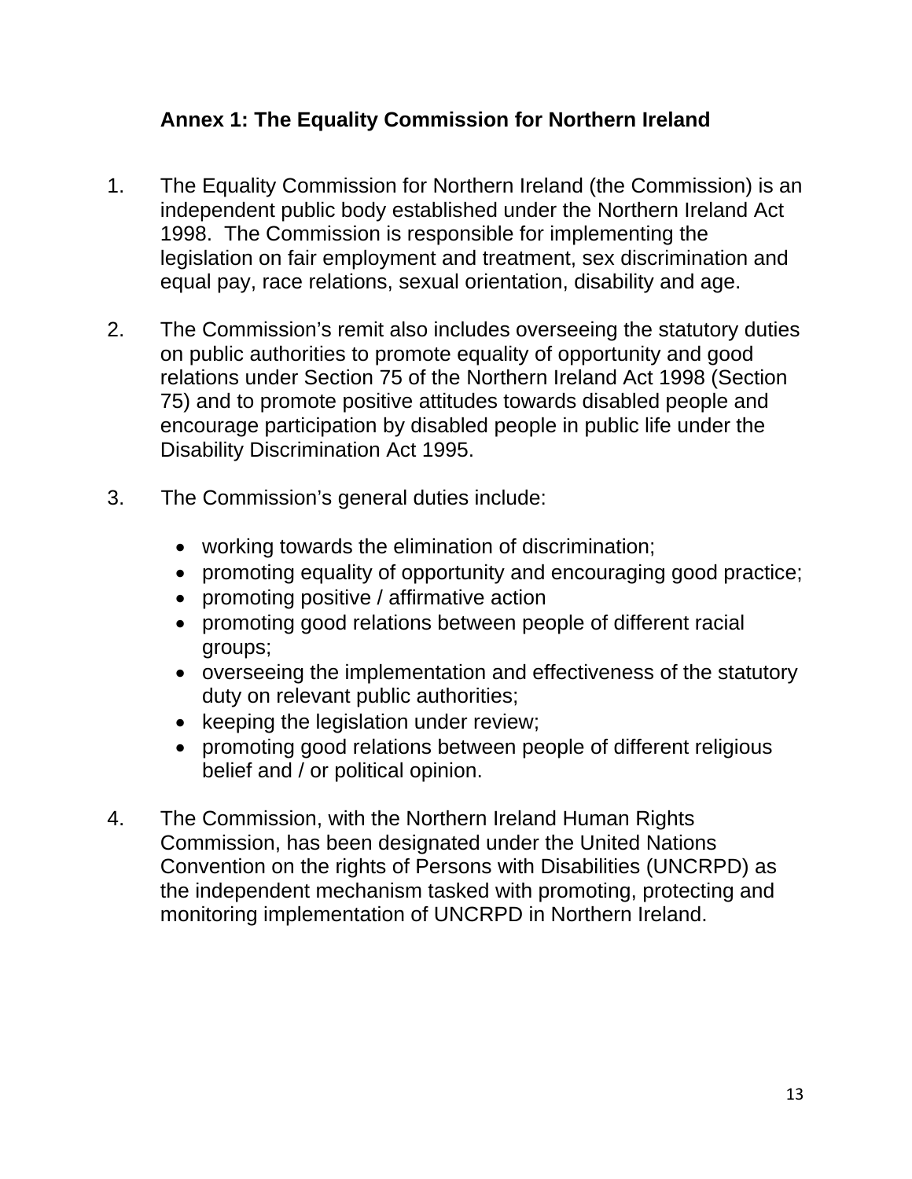## Annex 1: The Equality Commission for Northern Ireland

1. The Equality Commission for Northern Ireland (the Commission) is an independent public body established under the Northern Ireland Act 1998. The Commission is responsible for implementing the legislation on fair employment and treatment, sex discrimination and equal pay, race relations, sexual orientation, disability and age.

2. The Commission's remit also includes overseeing the statutory duties on public authorities to promote equality of opportunity and good relations under Section 75 of the Northern Ireland Act 1998 (Section 75) and to promote positive attitudes towards disabled people and encourage participation by disabled people in public life under the Disability Discrimination Act 1995.

3. The Commission's general duties include:

   - working towards the elimination of discrimination;
   - promoting equality of opportunity and encouraging good practice;
   - promoting positive / affirmative action
   - promoting good relations between people of different racial groups;
   - overseeing the implementation and effectiveness of the statutory duty on relevant public authorities;
   - keeping the legislation under review;
   - promoting good relations between people of different religious belief and / or political opinion.

4. The Commission, with the Northern Ireland Human Rights Commission, has been designated under the United Nations Convention on the rights of Persons with Disabilities (UNCRPD) as the independent mechanism tasked with promoting, protecting and monitoring implementation of UNCRPD in Northern Ireland.